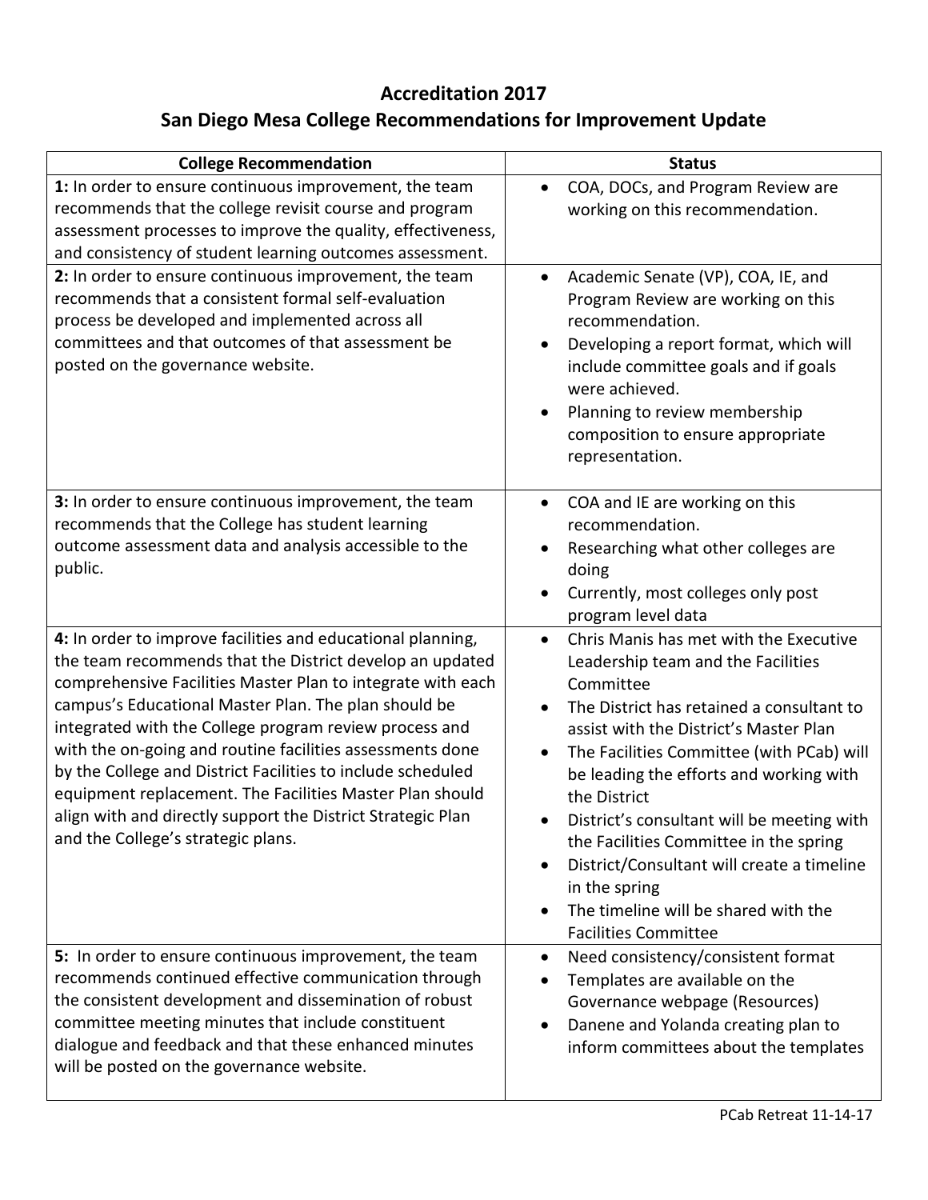# Accreditation 2017

## San Diego Mesa College Recommendations for Improvement Update

| College Recommendation | Status |
| --- | --- |
| **1:** In order to ensure continuous improvement, the team recommends that the college revisit course and program assessment processes to improve the quality, effectiveness, and consistency of student learning outcomes assessment. | • COA, DOCs, and Program Review are working on this recommendation. |
| **2:** In order to ensure continuous improvement, the team recommends that a consistent formal self-evaluation process be developed and implemented across all committees and that outcomes of that assessment be posted on the governance website. | • Academic Senate (VP), COA, IE, and Program Review are working on this recommendation.<br>• Developing a report format, which will include committee goals and if goals were achieved.<br>• Planning to review membership composition to ensure appropriate representation. |
| **3:** In order to ensure continuous improvement, the team recommends that the College has student learning outcome assessment data and analysis accessible to the public. | • COA and IE are working on this recommendation.<br>• Researching what other colleges are doing<br>• Currently, most colleges only post program level data |
| **4:** In order to improve facilities and educational planning, the team recommends that the District develop an updated comprehensive Facilities Master Plan to integrate with each campus's Educational Master Plan. The plan should be integrated with the College program review process and with the on-going and routine facilities assessments done by the College and District Facilities to include scheduled equipment replacement. The Facilities Master Plan should align with and directly support the District Strategic Plan and the College's strategic plans. | • Chris Manis has met with the Executive Leadership team and the Facilities Committee<br>• The District has retained a consultant to assist with the District's Master Plan<br>• The Facilities Committee (with PCab) will be leading the efforts and working with the District<br>• District's consultant will be meeting with the Facilities Committee in the spring<br>• District/Consultant will create a timeline in the spring<br>• The timeline will be shared with the Facilities Committee |
| **5:** In order to ensure continuous improvement, the team recommends continued effective communication through the consistent development and dissemination of robust committee meeting minutes that include constituent dialogue and feedback and that these enhanced minutes will be posted on the governance website. | • Need consistency/consistent format<br>• Templates are available on the Governance webpage (Resources)<br>• Danene and Yolanda creating plan to inform committees about the templates |

PCab Retreat 11-14-17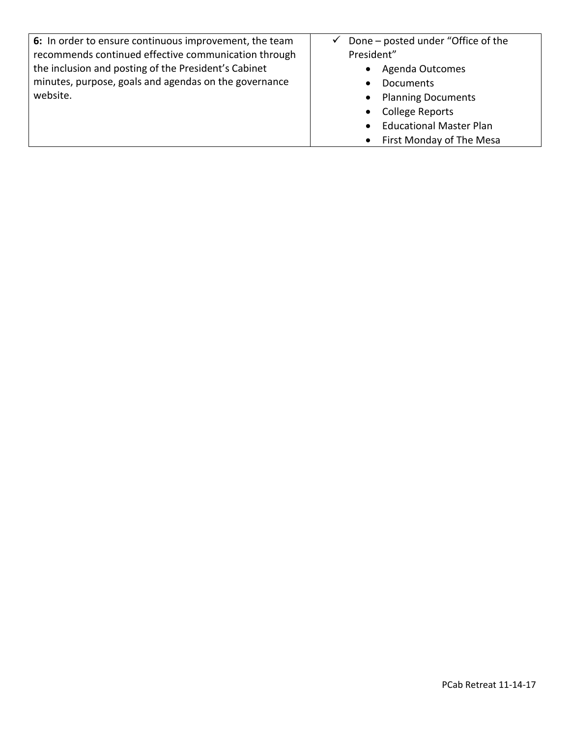| | |
|---|---|
| **6:** In order to ensure continuous improvement, the team recommends continued effective communication through the inclusion and posting of the President's Cabinet minutes, purpose, goals and agendas on the governance website. | ✓ Done – posted under "Office of the President"<br>• Agenda Outcomes<br>• Documents<br>• Planning Documents<br>• College Reports<br>• Educational Master Plan<br>• First Monday of The Mesa |

PCab Retreat 11-14-17